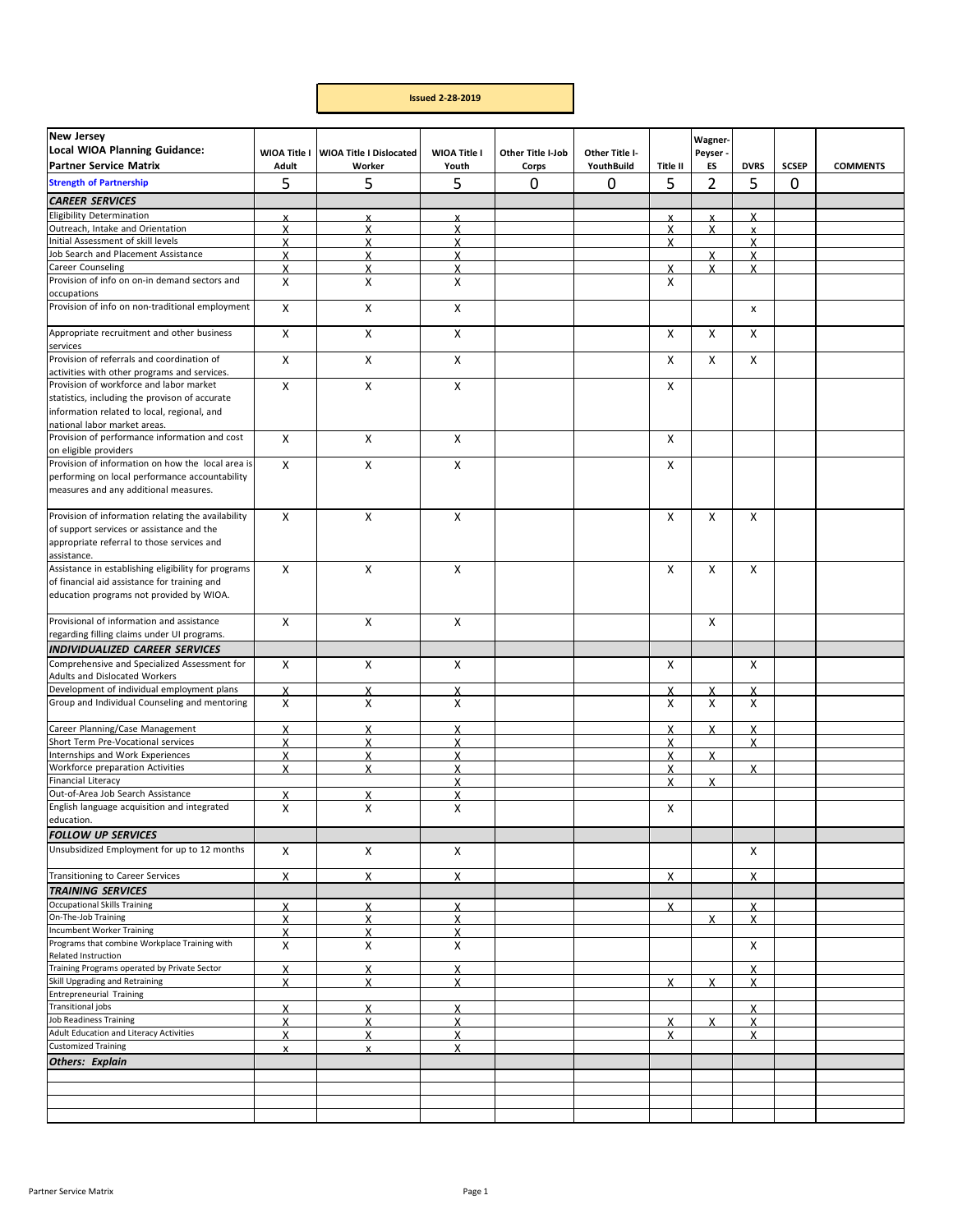**Issued 2-28-2019**

| New Jersey Local WIOA Planning Guidance: Partner Service Matrix | WIOA Title I Adult | WIOA Title I Dislocated Worker | WIOA Title I Youth | Other Title I-Job Corps | Other Title I-YouthBuild | Title II | Wagner-Peyser - ES | DVRS | SCSEP | COMMENTS |
|---|---|---|---|---|---|---|---|---|---|---|
| **Strength of Partnership** | 5 | 5 | 5 | 0 | 0 | 5 | 2 | 5 | 0 | |
| ***CAREER SERVICES*** | | | | | | | | | | |
| Eligibility Determination | X | X | X | | | X | X | X | | |
| Outreach, Intake and Orientation | X | X | X | | | X | X | x | | |
| Initial Assessment of skill levels | X | X | X | | | X | | X | | |
| Job Search and Placement Assistance | X | X | X | | | | X | X | | |
| Career Counseling | X | X | X | | | X | X | X | | |
| Provision of info on on-in demand sectors and occupations | X | X | X | | | X | | | | |
| Provision of info on non-traditional employment | X | X | X | | | | | x | | |
| Appropriate recruitment and other business services | X | X | X | | | X | X | X | | |
| Provision of referrals and coordination of activities with other programs and services. | X | X | X | | | X | X | X | | |
| Provision of workforce and labor market statistics, including the provison of accurate information related to local, regional, and national labor market areas. | X | X | X | | | X | | | | |
| Provision of performance information and cost on eligible providers | X | X | X | | | X | | | | |
| Provision of information on how the local area is performing on local performance accountability measures and any additional measures. | X | X | X | | | X | | | | |
| Provision of information relating the availability of support services or assistance and the appropriate referral to those services and assistance. | X | X | X | | | X | X | X | | |
| Assistance in establishing eligibility for programs of financial aid assistance for training and education programs not provided by WIOA. | X | X | X | | | X | X | X | | |
| Provisional of information and assistance regarding filling claims under UI programs. | X | X | X | | | | X | | | |
| ***INDIVIDUALIZED CAREER SERVICES*** | | | | | | | | | | |
| Comprehensive and Specialized Assessment for Adults and Dislocated Workers | X | X | X | | | X | | X | | |
| Development of individual employment plans | X | X | X | | | X | X | X | | |
| Group and Individual Counseling and mentoring | X | X | X | | | X | X | X | | |
| Career Planning/Case Management | X | X | X | | | X | X | X | | |
| Short Term Pre-Vocational services | X | X | X | | | X | | X | | |
| Internships and Work Experiences | X | X | X | | | X | X | | | |
| Workforce preparation Activities | X | X | X | | | X | | X | | |
| Financial Literacy | | | X | | | X | X | | | |
| Out-of-Area Job Search Assistance | X | X | X | | | | | | | |
| English language acquisition and integrated education. | X | X | X | | | X | | | | |
| ***FOLLOW UP SERVICES*** | | | | | | | | | | |
| Unsubsidized Employment for up to 12 months | X | X | X | | | | | X | | |
| Transitioning to Career Services | X | X | X | | | X | | X | | |
| ***TRAINING SERVICES*** | | | | | | | | | | |
| Occupational Skills Training | X | X | X | | | X | | X | | |
| On-The-Job Training | X | X | X | | | | X | X | | |
| Incumbent Worker Training | X | X | X | | | | | | | |
| Programs that combine Workplace Training with Related Instruction | X | X | X | | | | | X | | |
| Training Programs operated by Private Sector | X | X | X | | | | | X | | |
| Skill Upgrading and Retraining | X | X | X | | | X | X | X | | |
| Entrepreneurial Training | | | | | | | | | | |
| Transitional jobs | X | X | X | | | | | X | | |
| Job Readiness Training | X | X | X | | | X | X | X | | |
| Adult Education and Literacy Activities | X | X | X | | | X | | X | | |
| Customized Training | x | x | X | | | | | | | |
| ***Others: Explain*** | | | | | | | | | | |
| | | | | | | | | | | |
| | | | | | | | | | | |
| | | | | | | | | | | |
| | | | | | | | | | | |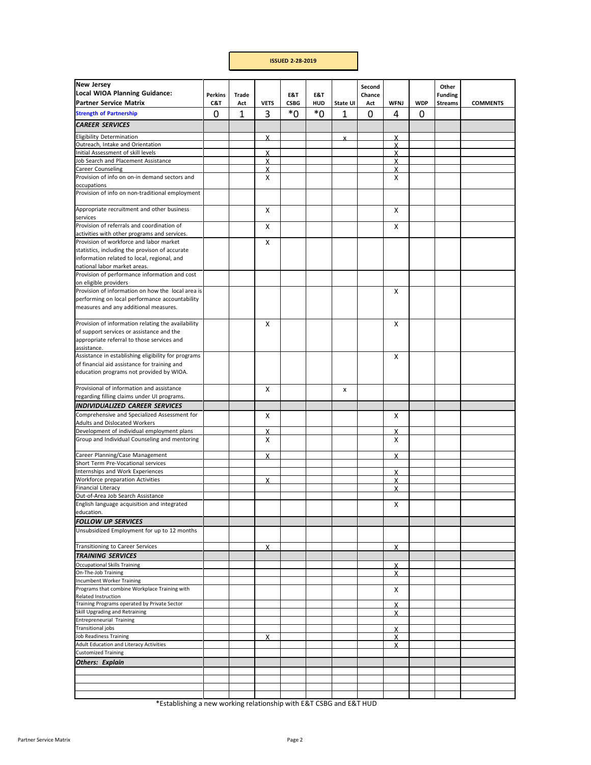**ISSUED 2-28-2019**

| New Jersey Local WIOA Planning Guidance: Partner Service Matrix | Perkins C&T | Trade Act | VETS | E&T CSBG | E&T HUD | State UI | Second Chance Act | WFNJ | WDP | Other Funding Streams | COMMENTS |
|---|---|---|---|---|---|---|---|---|---|---|---|
| **Strength of Partnership** | 0 | 1 | 3 | *0 | *0 | 1 | 0 | 4 | 0 | | |
| ***CAREER SERVICES*** | | | | | | | | | | | |
| Eligibility Determination | | | X | | | x | | X | | | |
| Outreach, Intake and Orientation | | | | | | | | X | | | |
| Initial Assessment of skill levels | | | X | | | | | X | | | |
| Job Search and Placement Assistance | | | X | | | | | X | | | |
| Career Counseling | | | X | | | | | X | | | |
| Provision of info on on-in demand sectors and occupations | | | X | | | | | X | | | |
| Provision of info on non-traditional employment | | | | | | | | | | | |
| Appropriate recruitment and other business services | | | X | | | | | X | | | |
| Provision of referrals and coordination of activities with other programs and services. | | | X | | | | | X | | | |
| Provision of workforce and labor market statistics, including the provison of accurate information related to local, regional, and national labor market areas. | | | X | | | | | | | | |
| Provision of performance information and cost on eligible providers | | | | | | | | | | | |
| Provision of information on how the local area is performing on local performance accountability measures and any additional measures. | | | | | | | | X | | | |
| Provision of information relating the availability of support services or assistance and the appropriate referral to those services and assistance. | | | X | | | | | X | | | |
| Assistance in establishing eligibility for programs of financial aid assistance for training and education programs not provided by WIOA. | | | | | | | | X | | | |
| Provisional of information and assistance regarding filling claims under UI programs. | | | X | | | x | | | | | |
| ***INDIVIDUALIZED CAREER SERVICES*** | | | | | | | | | | | |
| Comprehensive and Specialized Assessment for Adults and Dislocated Workers | | | X | | | | | X | | | |
| Development of individual employment plans | | | X | | | | | X | | | |
| Group and Individual Counseling and mentoring | | | X | | | | | X | | | |
| Career Planning/Case Management | | | X | | | | | X | | | |
| Short Term Pre-Vocational services | | | | | | | | | | | |
| Internships and Work Experiences | | | | | | | | X | | | |
| Workforce preparation Activities | | | X | | | | | X | | | |
| Financial Literacy | | | | | | | | X | | | |
| Out-of-Area Job Search Assistance | | | | | | | | | | | |
| English language acquisition and integrated education. | | | | | | | | X | | | |
| ***FOLLOW UP SERVICES*** | | | | | | | | | | | |
| Unsubsidized Employment for up to 12 months | | | | | | | | | | | |
| Transitioning to Career Services | | | X | | | | | X | | | |
| ***TRAINING SERVICES*** | | | | | | | | | | | |
| Occupational Skills Training | | | | | | | | X | | | |
| On-The-Job Training | | | | | | | | X | | | |
| Incumbent Worker Training | | | | | | | | | | | |
| Programs that combine Workplace Training with Related Instruction | | | | | | | | X | | | |
| Training Programs operated by Private Sector | | | | | | | | X | | | |
| Skill Upgrading and Retraining | | | | | | | | X | | | |
| Entrepreneurial Training | | | | | | | | | | | |
| Transitional jobs | | | | | | | | X | | | |
| Job Readiness Training | | | X | | | | | X | | | |
| Adult Education and Literacy Activities | | | | | | | | X | | | |
| Customized Training | | | | | | | | | | | |
| ***Others: Explain*** | | | | | | | | | | | |
| | | | | | | | | | | | |
| | | | | | | | | | | | |
| | | | | | | | | | | | |
| | | | | | | | | | | | |

*Establishing a new working relationship with E&T CSBG and E&T HUD